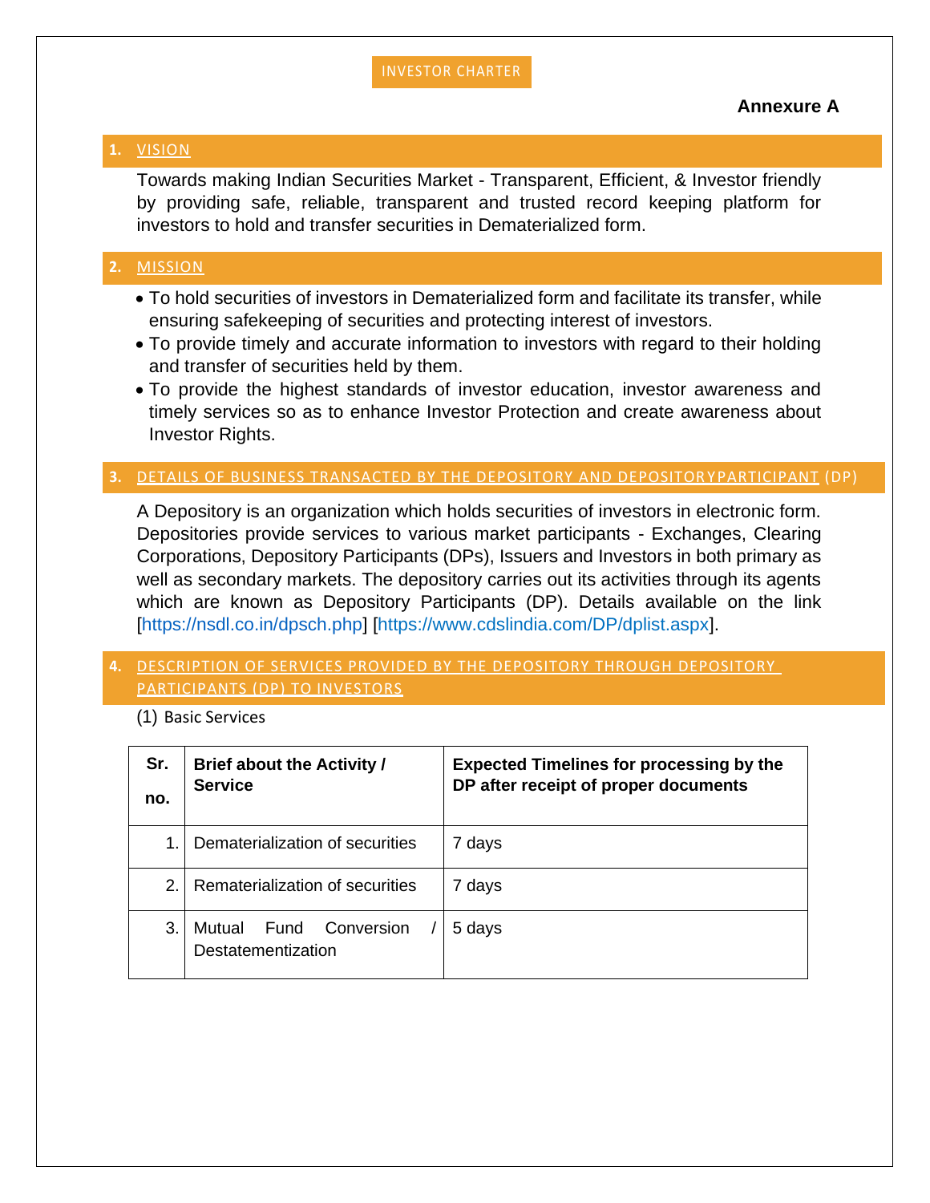# INVESTOR CHARTER

**Annexure A**

## 1. VISION

Towards making Indian Securities Market - Transparent, Efficient, & Investor friendly by providing safe, reliable, transparent and trusted record keeping platform for investors to hold and transfer securities in Dematerialized form.

## 2. MISSION

- To hold securities of investors in Dematerialized form and facilitate its transfer, while ensuring safekeeping of securities and protecting interest of investors.
- To provide timely and accurate information to investors with regard to their holding and transfer of securities held by them.
- To provide the highest standards of investor education, investor awareness and timely services so as to enhance Investor Protection and create awareness about Investor Rights.

## 3. DETAILS OF BUSINESS TRANSACTED BY THE DEPOSITORY AND DEPOSITORYPARTICIPANT (DP)

A Depository is an organization which holds securities of investors in electronic form. Depositories provide services to various market participants - Exchanges, Clearing Corporations, Depository Participants (DPs), Issuers and Investors in both primary as well as secondary markets. The depository carries out its activities through its agents which are known as Depository Participants (DP). Details available on the link [https://nsdl.co.in/dpsch.php] [https://www.cdslindia.com/DP/dplist.aspx].

## 4. DESCRIPTION OF SERVICES PROVIDED BY THE DEPOSITORY THROUGH DEPOSITORY PARTICIPANTS (DP) TO INVESTORS

(1) Basic Services

| Sr. no. | Brief about the Activity / Service | Expected Timelines for processing by the DP after receipt of proper documents |
|---|---|---|
| 1. | Dematerialization of securities | 7 days |
| 2. | Rematerialization of securities | 7 days |
| 3. | Mutual Fund Conversion / Destatementization | 5 days |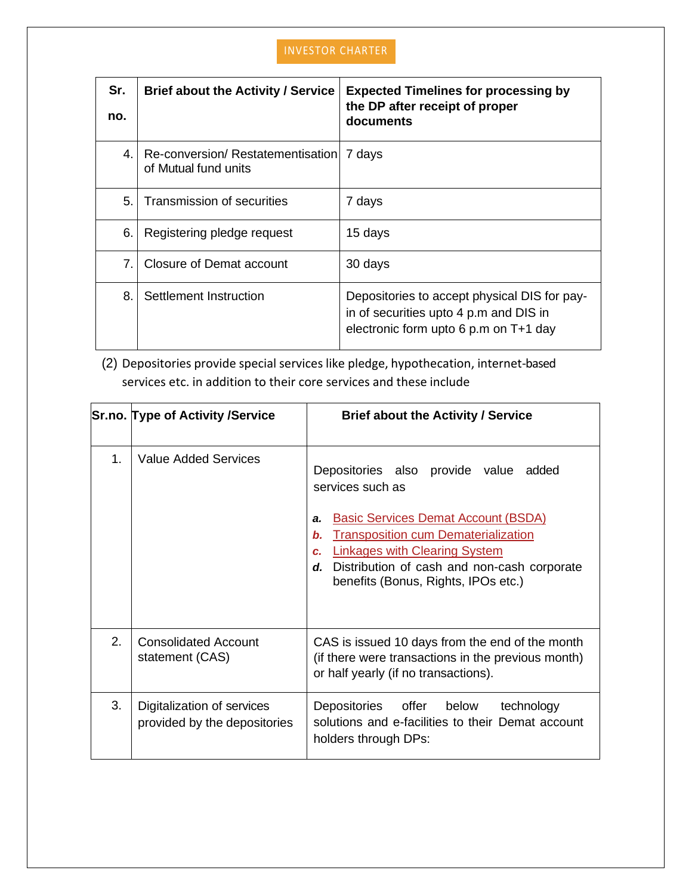INVESTOR CHARTER

| Sr. no. | Brief about the Activity / Service | Expected Timelines for processing by the DP after receipt of proper documents |
|---|---|---|
| 4. | Re-conversion/ Restatementisation of Mutual fund units | 7 days |
| 5. | Transmission of securities | 7 days |
| 6. | Registering pledge request | 15 days |
| 7. | Closure of Demat account | 30 days |
| 8. | Settlement Instruction | Depositories to accept physical DIS for pay-in of securities upto 4 p.m and DIS in electronic form upto 6 p.m on T+1 day |

(2) Depositories provide special services like pledge, hypothecation, internet-based services etc. in addition to their core services and these include

| Sr.no. | Type of Activity /Service | Brief about the Activity / Service |
|---|---|---|
| 1. | Value Added Services | Depositories also provide value added services such as<br>***a.*** Basic Services Demat Account (BSDA)<br>***b.*** Transposition cum Dematerialization<br>***c.*** Linkages with Clearing System<br>***d.*** Distribution of cash and non-cash corporate benefits (Bonus, Rights, IPOs etc.) |
| 2. | Consolidated Account statement (CAS) | CAS is issued 10 days from the end of the month (if there were transactions in the previous month) or half yearly (if no transactions). |
| 3. | Digitalization of services provided by the depositories | Depositories offer below technology solutions and e-facilities to their Demat account holders through DPs: |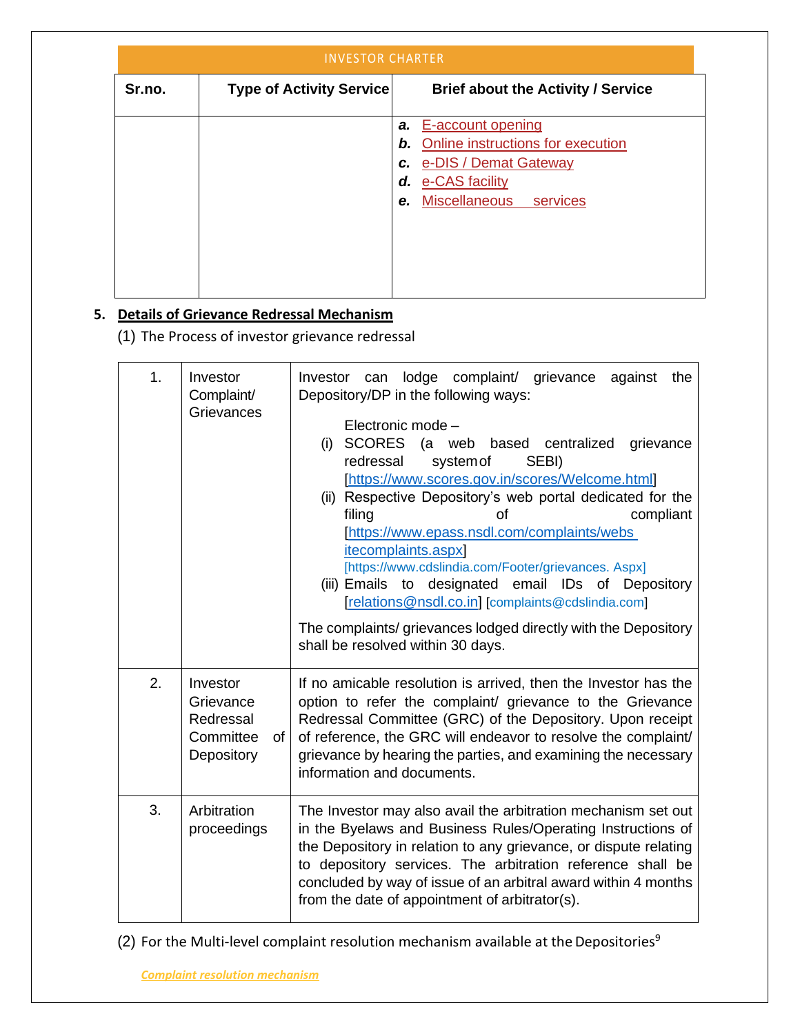INVESTOR CHARTER

| Sr.no. | Type of Activity Service | Brief about the Activity / Service |
|---|---|---|
| | | ***a.*** E-account opening<br>***b.*** Online instructions for execution<br>***c.*** e-DIS / Demat Gateway<br>***d.*** e-CAS facility<br>***e.*** Miscellaneous services |

**5. Details of Grievance Redressal Mechanism**

(1) The Process of investor grievance redressal

| | | |
|---|---|---|
| 1. | Investor Complaint/ Grievances | Investor can lodge complaint/ grievance against the Depository/DP in the following ways:<br><br>Electronic mode –<br>(i) SCORES (a web based centralized grievance redressal system of SEBI) [https://www.scores.gov.in/scores/Welcome.html]<br>(ii) Respective Depository's web portal dedicated for the filing of compliant [https://www.epass.nsdl.com/complaints/websitecomplaints.aspx] [https://www.cdslindia.com/Footer/grievances. Aspx]<br>(iii) Emails to designated email IDs of Depository [relations@nsdl.co.in] [complaints@cdslindia.com]<br><br>The complaints/ grievances lodged directly with the Depository shall be resolved within 30 days. |
| 2. | Investor Grievance Redressal Committee of Depository | If no amicable resolution is arrived, then the Investor has the option to refer the complaint/ grievance to the Grievance Redressal Committee (GRC) of the Depository. Upon receipt of reference, the GRC will endeavor to resolve the complaint/ grievance by hearing the parties, and examining the necessary information and documents. |
| 3. | Arbitration proceedings | The Investor may also avail the arbitration mechanism set out in the Byelaws and Business Rules/Operating Instructions of the Depository in relation to any grievance, or dispute relating to depository services. The arbitration reference shall be concluded by way of issue of an arbitral award within 4 months from the date of appointment of arbitrator(s). |

(2) For the Multi-level complaint resolution mechanism available at the Depositories[9]

*Complaint resolution mechanism*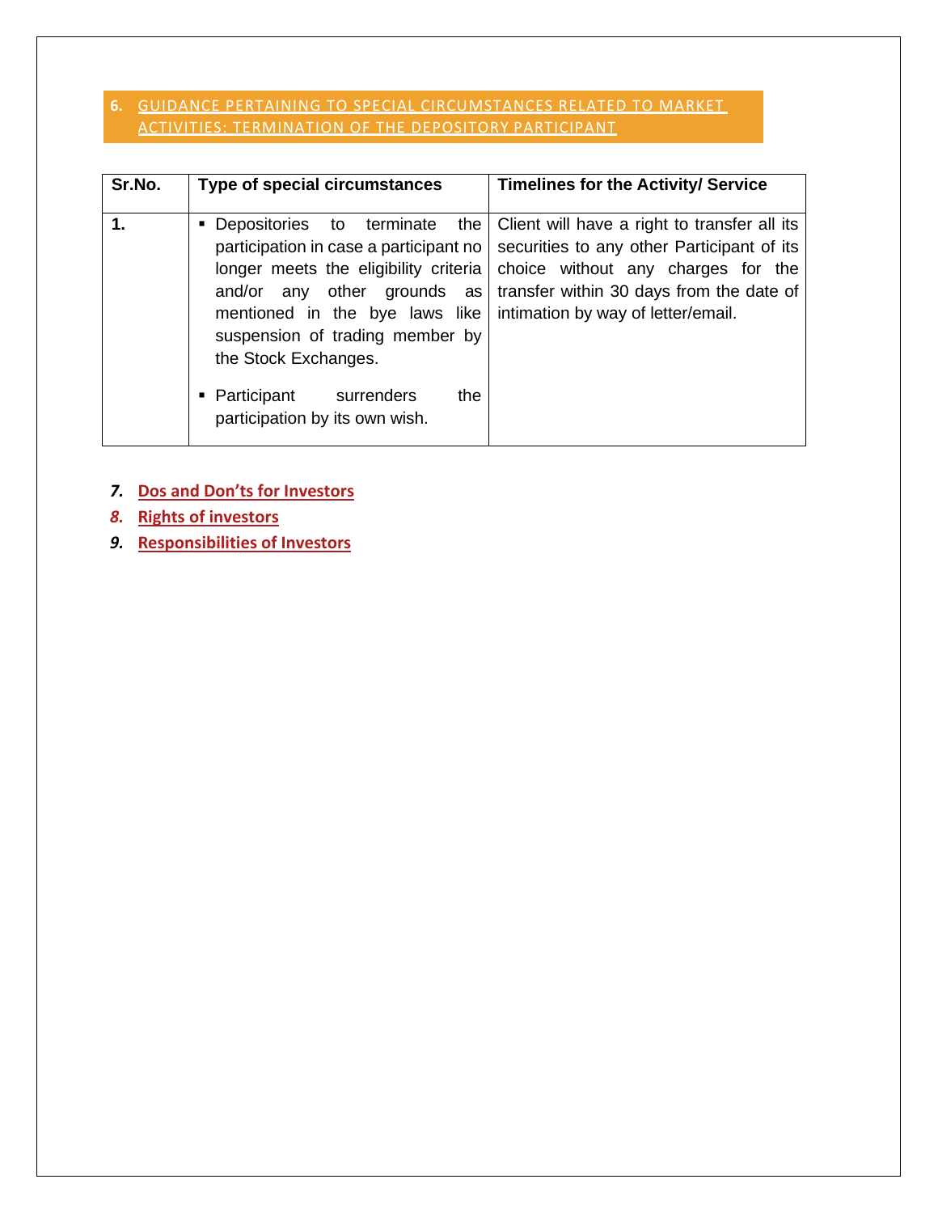## 6. GUIDANCE PERTAINING TO SPECIAL CIRCUMSTANCES RELATED TO MARKET ACTIVITIES: TERMINATION OF THE DEPOSITORY PARTICIPANT

| Sr.No. | Type of special circumstances | Timelines for the Activity/ Service |
|---|---|---|
| 1. | ▪ Depositories to terminate the participation in case a participant no longer meets the eligibility criteria and/or any other grounds as mentioned in the bye laws like suspension of trading member by the Stock Exchanges.<br>▪ Participant surrenders the participation by its own wish. | Client will have a right to transfer all its securities to any other Participant of its choice without any charges for the transfer within 30 days from the date of intimation by way of letter/email. |

7. **Dos and Don'ts for Investors**
8. **Rights of investors**
9. **Responsibilities of Investors**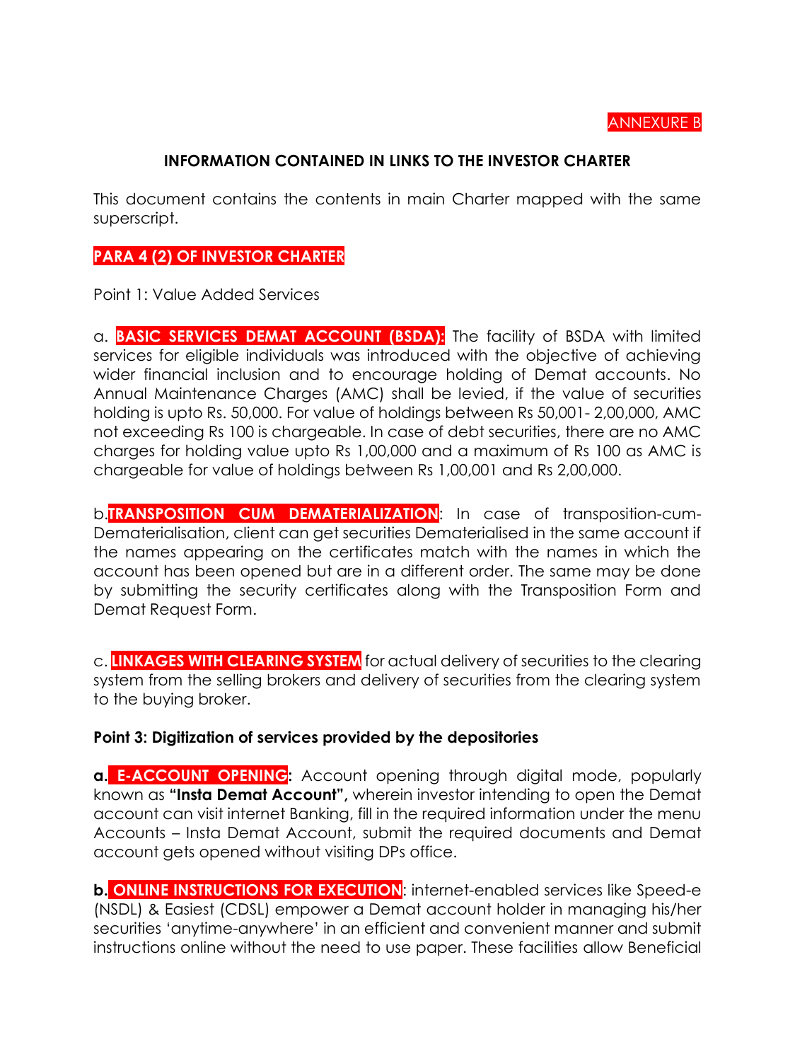ANNEXURE B

## INFORMATION CONTAINED IN LINKS TO THE INVESTOR CHARTER

This document contains the contents in main Charter mapped with the same superscript.

**PARA 4 (2) OF INVESTOR CHARTER**

Point 1: Value Added Services

a. **BASIC SERVICES DEMAT ACCOUNT (BSDA):** The facility of BSDA with limited services for eligible individuals was introduced with the objective of achieving wider financial inclusion and to encourage holding of Demat accounts. No Annual Maintenance Charges (AMC) shall be levied, if the value of securities holding is upto Rs. 50,000. For value of holdings between Rs 50,001- 2,00,000, AMC not exceeding Rs 100 is chargeable. In case of debt securities, there are no AMC charges for holding value upto Rs 1,00,000 and a maximum of Rs 100 as AMC is chargeable for value of holdings between Rs 1,00,001 and Rs 2,00,000.

b. **TRANSPOSITION CUM DEMATERIALIZATION**: In case of transposition-cum-Dematerialisation, client can get securities Dematerialised in the same account if the names appearing on the certificates match with the names in which the account has been opened but are in a different order. The same may be done by submitting the security certificates along with the Transposition Form and Demat Request Form.

c. **LINKAGES WITH CLEARING SYSTEM** for actual delivery of securities to the clearing system from the selling brokers and delivery of securities from the clearing system to the buying broker.

**Point 3: Digitization of services provided by the depositories**

**a. E-ACCOUNT OPENING:** Account opening through digital mode, popularly known as **"Insta Demat Account",** wherein investor intending to open the Demat account can visit internet Banking, fill in the required information under the menu Accounts – Insta Demat Account, submit the required documents and Demat account gets opened without visiting DPs office.

**b. ONLINE INSTRUCTIONS FOR EXECUTION**: internet-enabled services like Speed-e (NSDL) & Easiest (CDSL) empower a Demat account holder in managing his/her securities 'anytime-anywhere' in an efficient and convenient manner and submit instructions online without the need to use paper. These facilities allow Beneficial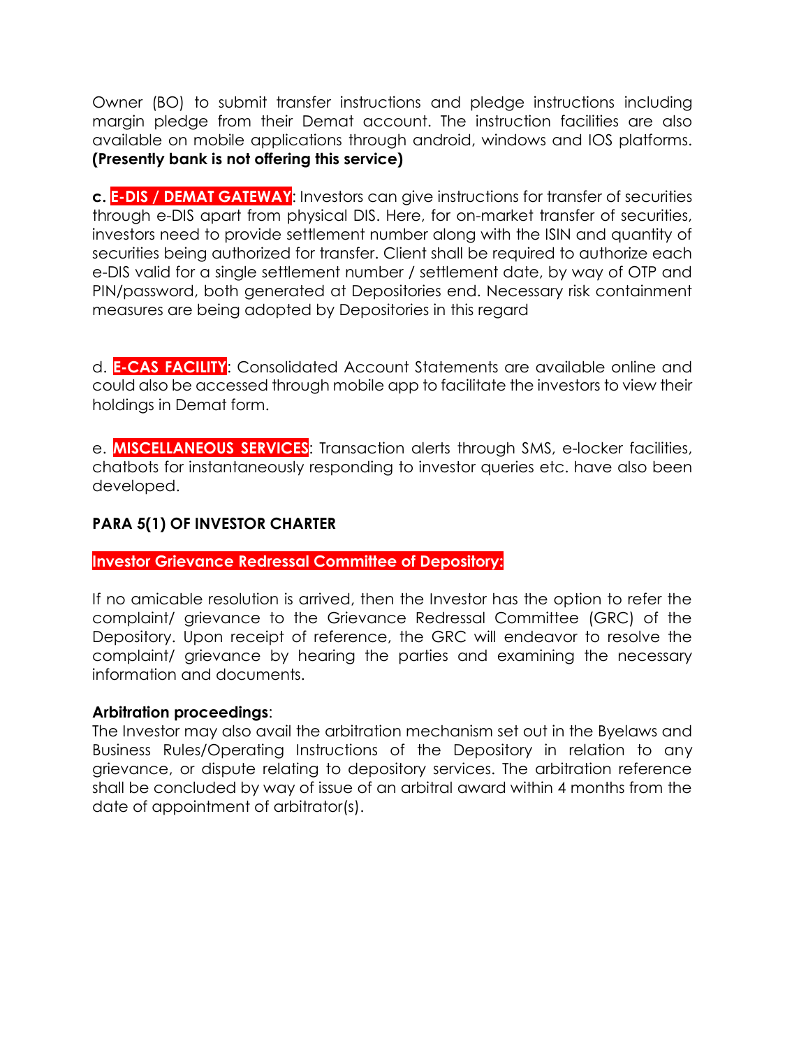Owner (BO) to submit transfer instructions and pledge instructions including margin pledge from their Demat account. The instruction facilities are also available on mobile applications through android, windows and IOS platforms. **(Presently bank is not offering this service)**

**c. E-DIS / DEMAT GATEWAY**: Investors can give instructions for transfer of securities through e-DIS apart from physical DIS. Here, for on-market transfer of securities, investors need to provide settlement number along with the ISIN and quantity of securities being authorized for transfer. Client shall be required to authorize each e-DIS valid for a single settlement number / settlement date, by way of OTP and PIN/password, both generated at Depositories end. Necessary risk containment measures are being adopted by Depositories in this regard

d. **E-CAS FACILITY**: Consolidated Account Statements are available online and could also be accessed through mobile app to facilitate the investors to view their holdings in Demat form.

e. **MISCELLANEOUS SERVICES**: Transaction alerts through SMS, e-locker facilities, chatbots for instantaneously responding to investor queries etc. have also been developed.

**PARA 5(1) OF INVESTOR CHARTER**

**Investor Grievance Redressal Committee of Depository:**

If no amicable resolution is arrived, then the Investor has the option to refer the complaint/ grievance to the Grievance Redressal Committee (GRC) of the Depository. Upon receipt of reference, the GRC will endeavor to resolve the complaint/ grievance by hearing the parties and examining the necessary information and documents.

**Arbitration proceedings**:
The Investor may also avail the arbitration mechanism set out in the Byelaws and Business Rules/Operating Instructions of the Depository in relation to any grievance, or dispute relating to depository services. The arbitration reference shall be concluded by way of issue of an arbitral award within 4 months from the date of appointment of arbitrator(s).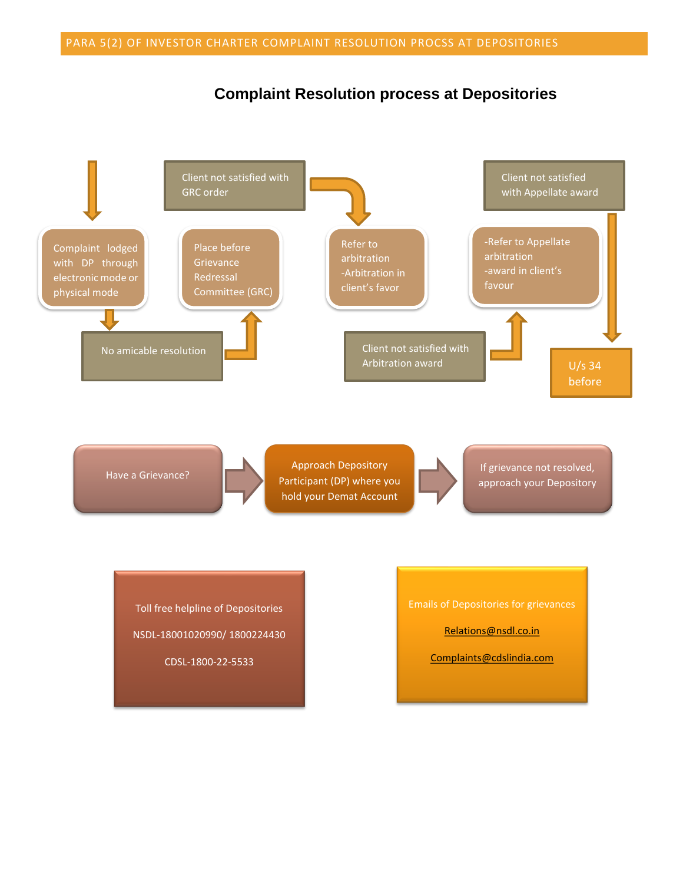PARA 5(2) OF INVESTOR CHARTER COMPLAINT RESOLUTION PROCSS AT DEPOSITORIES

## Complaint Resolution process at Depositories

Complaint lodged with DP through electronic mode or physical mode

No amicable resolution

Place before Grievance Redressal Committee (GRC)

Client not satisfied with GRC order

Refer to arbitration -Arbitration in client's favor

Client not satisfied with Arbitration award

-Refer to Appellate arbitration -award in client's favour

Client not satisfied with Appellate award

U/s 34 before

Have a Grievance? → Approach Depository Participant (DP) where you hold your Demat Account → If grievance not resolved, approach your Depository

Toll free helpline of Depositories

NSDL-18001020990/ 1800224430

CDSL-1800-22-5533

Emails of Depositories for grievances

Relations@nsdl.co.in

Complaints@cdslindia.com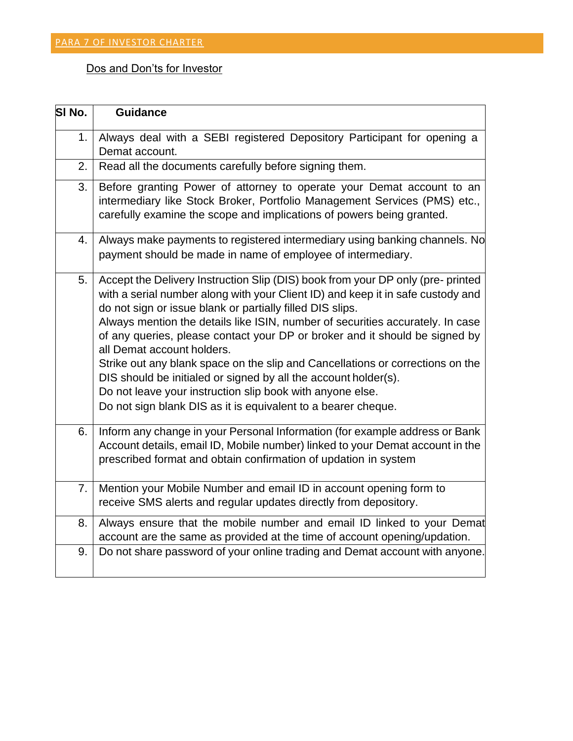## PARA 7 OF INVESTOR CHARTER

Dos and Don'ts for Investor

| Sl No. | Guidance |
|---|---|
| 1. | Always deal with a SEBI registered Depository Participant for opening a Demat account. |
| 2. | Read all the documents carefully before signing them. |
| 3. | Before granting Power of attorney to operate your Demat account to an intermediary like Stock Broker, Portfolio Management Services (PMS) etc., carefully examine the scope and implications of powers being granted. |
| 4. | Always make payments to registered intermediary using banking channels. No payment should be made in name of employee of intermediary. |
| 5. | Accept the Delivery Instruction Slip (DIS) book from your DP only (pre- printed with a serial number along with your Client ID) and keep it in safe custody and do not sign or issue blank or partially filled DIS slips.<br>Always mention the details like ISIN, number of securities accurately. In case of any queries, please contact your DP or broker and it should be signed by all Demat account holders.<br>Strike out any blank space on the slip and Cancellations or corrections on the DIS should be initialed or signed by all the account holder(s).<br>Do not leave your instruction slip book with anyone else.<br>Do not sign blank DIS as it is equivalent to a bearer cheque. |
| 6. | Inform any change in your Personal Information (for example address or Bank Account details, email ID, Mobile number) linked to your Demat account in the prescribed format and obtain confirmation of updation in system |
| 7. | Mention your Mobile Number and email ID in account opening form to receive SMS alerts and regular updates directly from depository. |
| 8. | Always ensure that the mobile number and email ID linked to your Demat account are the same as provided at the time of account opening/updation. |
| 9. | Do not share password of your online trading and Demat account with anyone. |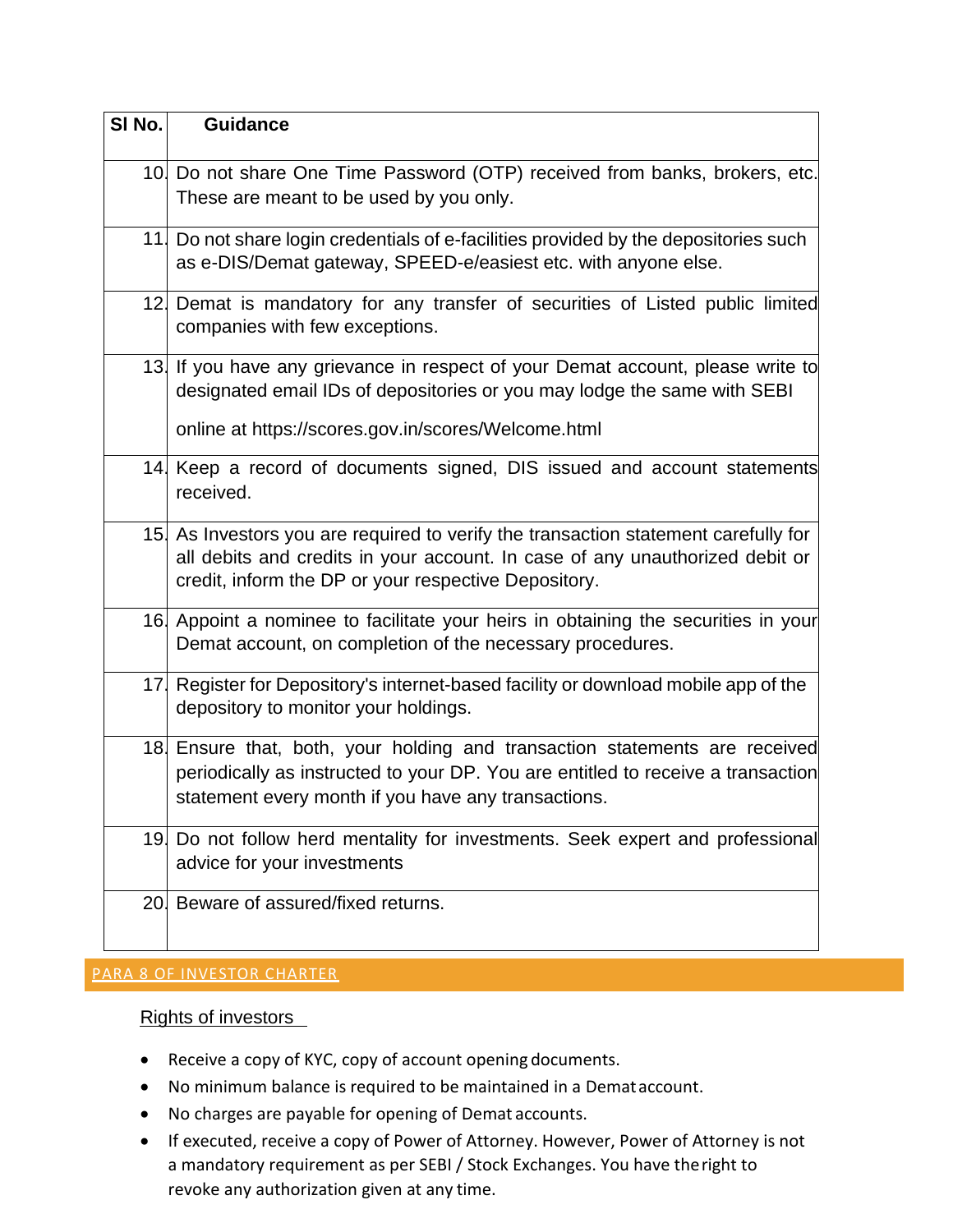| Sl No. | Guidance |
|---|---|
| 10. | Do not share One Time Password (OTP) received from banks, brokers, etc. These are meant to be used by you only. |
| 11. | Do not share login credentials of e-facilities provided by the depositories such as e-DIS/Demat gateway, SPEED-e/easiest etc. with anyone else. |
| 12. | Demat is mandatory for any transfer of securities of Listed public limited companies with few exceptions. |
| 13. | If you have any grievance in respect of your Demat account, please write to designated email IDs of depositories or you may lodge the same with SEBI online at https://scores.gov.in/scores/Welcome.html |
| 14. | Keep a record of documents signed, DIS issued and account statements received. |
| 15. | As Investors you are required to verify the transaction statement carefully for all debits and credits in your account. In case of any unauthorized debit or credit, inform the DP or your respective Depository. |
| 16. | Appoint a nominee to facilitate your heirs in obtaining the securities in your Demat account, on completion of the necessary procedures. |
| 17. | Register for Depository's internet-based facility or download mobile app of the depository to monitor your holdings. |
| 18. | Ensure that, both, your holding and transaction statements are received periodically as instructed to your DP. You are entitled to receive a transaction statement every month if you have any transactions. |
| 19. | Do not follow herd mentality for investments. Seek expert and professional advice for your investments |
| 20. | Beware of assured/fixed returns. |

## PARA 8 OF INVESTOR CHARTER

### Rights of investors

- Receive a copy of KYC, copy of account opening documents.
- No minimum balance is required to be maintained in a Demat account.
- No charges are payable for opening of Demat accounts.
- If executed, receive a copy of Power of Attorney. However, Power of Attorney is not a mandatory requirement as per SEBI / Stock Exchanges. You have the right to revoke any authorization given at any time.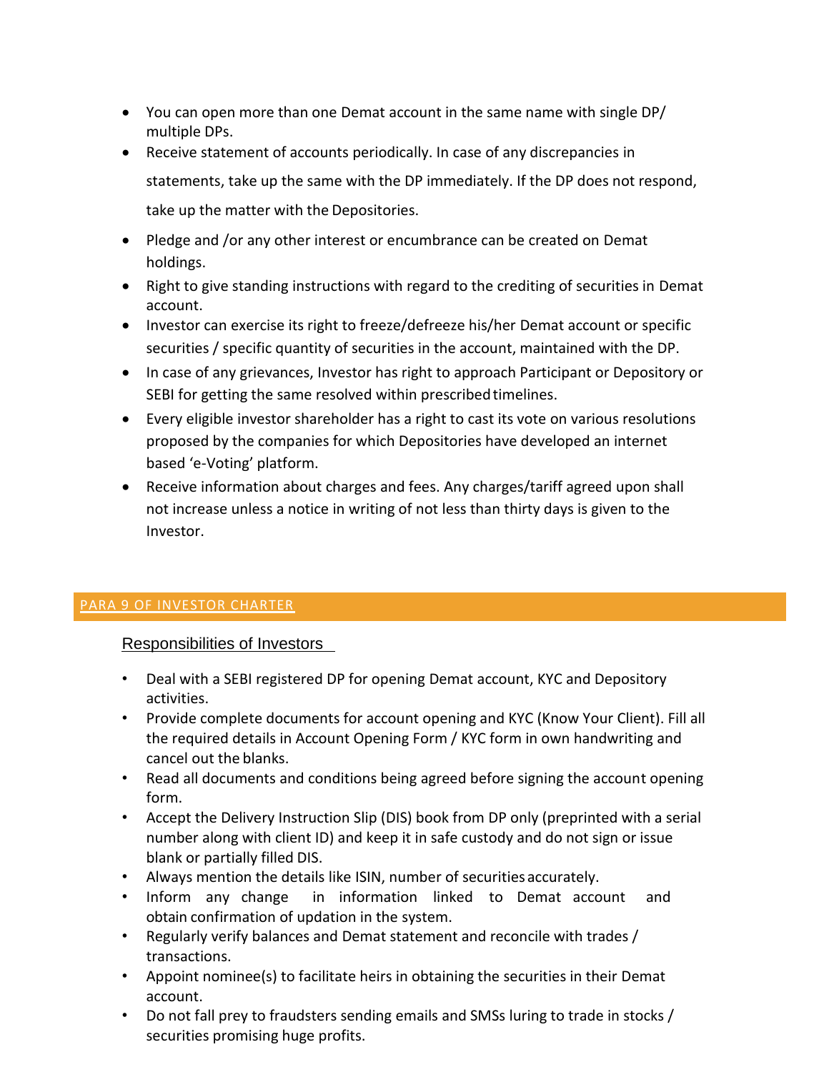- You can open more than one Demat account in the same name with single DP/ multiple DPs.
- Receive statement of accounts periodically. In case of any discrepancies in statements, take up the same with the DP immediately. If the DP does not respond, take up the matter with the Depositories.
- Pledge and /or any other interest or encumbrance can be created on Demat holdings.
- Right to give standing instructions with regard to the crediting of securities in Demat account.
- Investor can exercise its right to freeze/defreeze his/her Demat account or specific securities / specific quantity of securities in the account, maintained with the DP.
- In case of any grievances, Investor has right to approach Participant or Depository or SEBI for getting the same resolved within prescribed timelines.
- Every eligible investor shareholder has a right to cast its vote on various resolutions proposed by the companies for which Depositories have developed an internet based 'e-Voting' platform.
- Receive information about charges and fees. Any charges/tariff agreed upon shall not increase unless a notice in writing of not less than thirty days is given to the Investor.

## PARA 9 OF INVESTOR CHARTER

### Responsibilities of Investors

- Deal with a SEBI registered DP for opening Demat account, KYC and Depository activities.
- Provide complete documents for account opening and KYC (Know Your Client). Fill all the required details in Account Opening Form / KYC form in own handwriting and cancel out the blanks.
- Read all documents and conditions being agreed before signing the account opening form.
- Accept the Delivery Instruction Slip (DIS) book from DP only (preprinted with a serial number along with client ID) and keep it in safe custody and do not sign or issue blank or partially filled DIS.
- Always mention the details like ISIN, number of securities accurately.
- Inform any change in information linked to Demat account and obtain confirmation of updation in the system.
- Regularly verify balances and Demat statement and reconcile with trades / transactions.
- Appoint nominee(s) to facilitate heirs in obtaining the securities in their Demat account.
- Do not fall prey to fraudsters sending emails and SMSs luring to trade in stocks / securities promising huge profits.